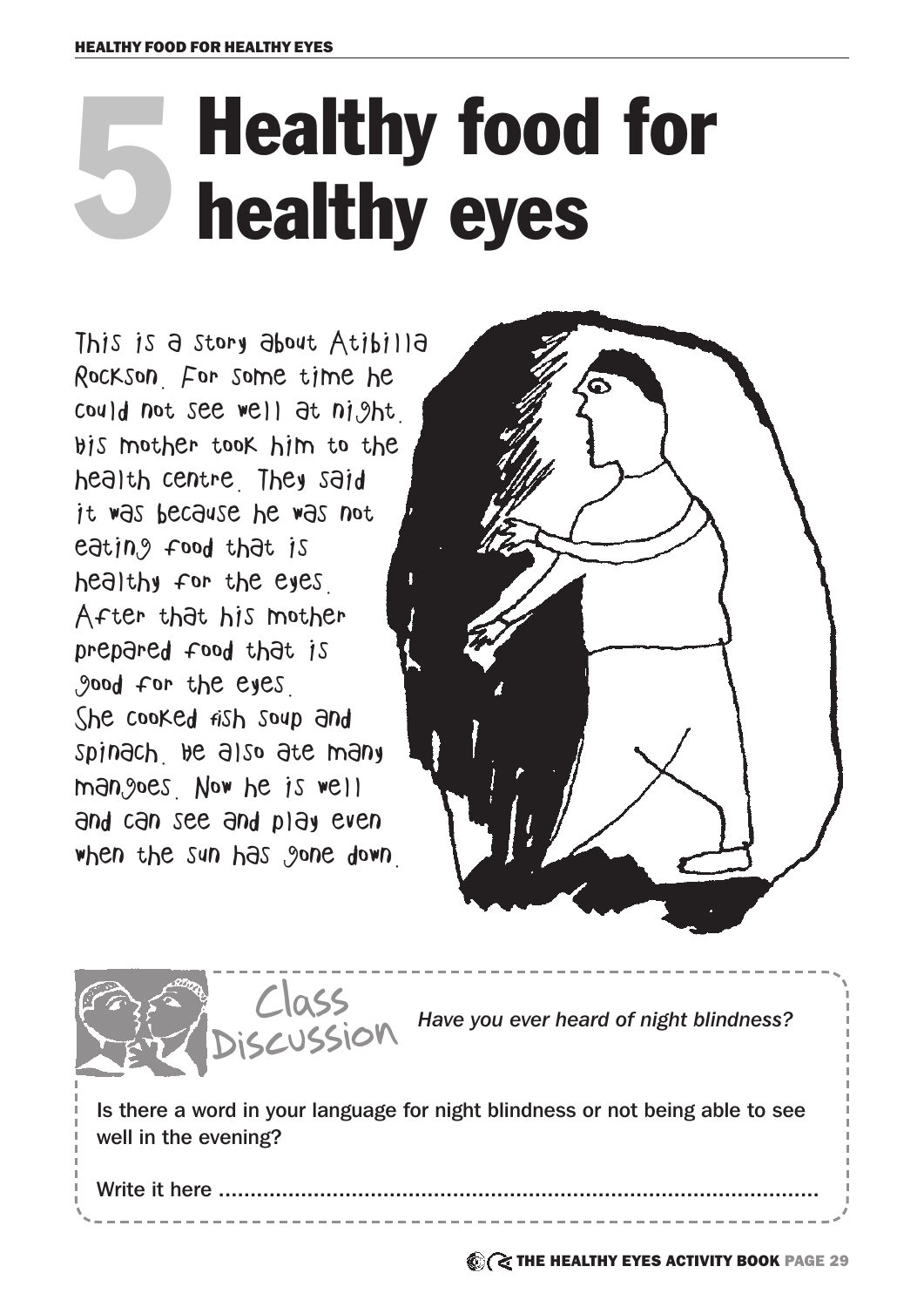# 5 Healthy food for healthy eyes

This is a story about Atibilla Rockson. For some time he could not see well at night. His mother took him to the health centre. They said it was because he was not eating food that is healthy for the eyes. After that his mother prepared food that is good for the eyes. She cooked fish soup and spinach. He also ate many mangoes. Now he is well and can see and play even when the sun has gone down.

**Class Discussion**

*Have you ever heard of night blindness?*

Is there a word in your language for night blindness or not being able to see well in the evening?

Write it here ..........................................................................................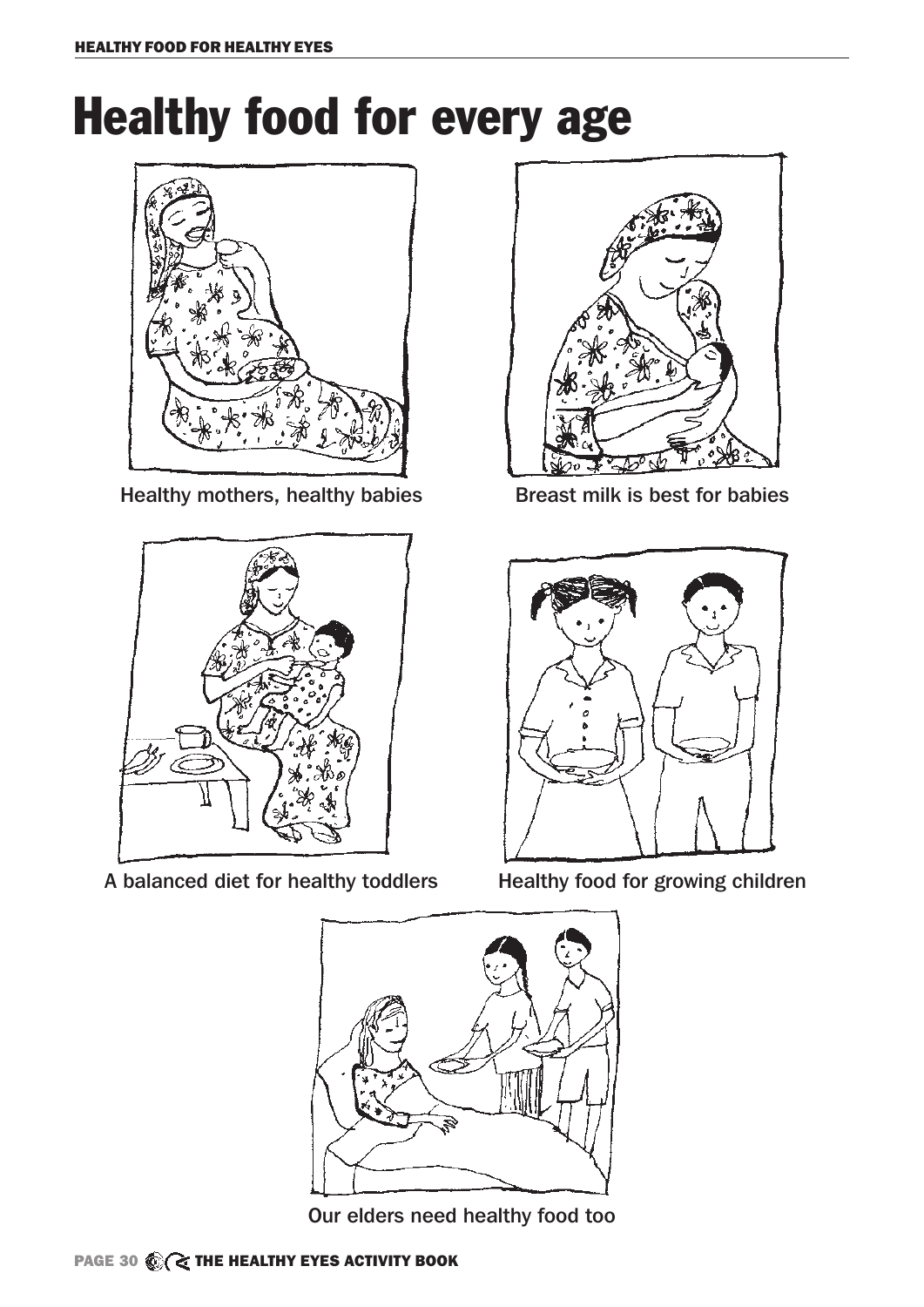# Healthy food for every age

Healthy mothers, healthy babies

Breast milk is best for babies

A balanced diet for healthy toddlers

Healthy food for growing children

Our elders need healthy food too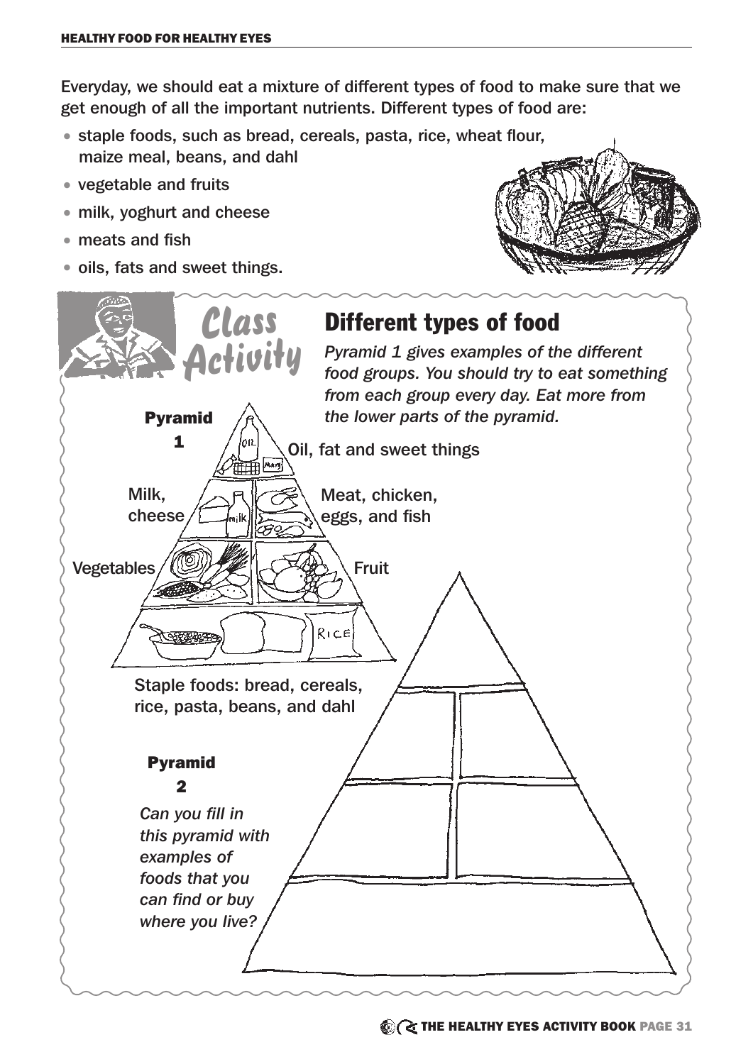Everyday, we should eat a mixture of different types of food to make sure that we get enough of all the important nutrients. Different types of food are:

- staple foods, such as bread, cereals, pasta, rice, wheat flour, maize meal, beans, and dahl
- vegetable and fruits
- milk, yoghurt and cheese
- meats and fish
- oils, fats and sweet things.

## Class Activity

### Different types of food

*Pyramid 1 gives examples of the different food groups. You should try to eat something from each group every day. Eat more from the lower parts of the pyramid.*

**Pyramid 1**

- Oil, fat and sweet things
- Milk, cheese
- Meat, chicken, eggs, and fish
- Vegetables
- Fruit
- Staple foods: bread, cereals, rice, pasta, beans, and dahl

**Pyramid 2**

*Can you fill in this pyramid with examples of foods that you can find or buy where you live?*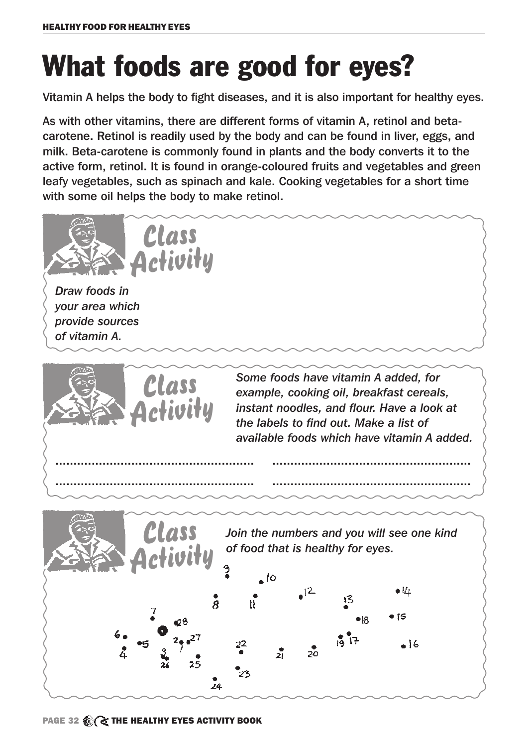# What foods are good for eyes?

Vitamin A helps the body to fight diseases, and it is also important for healthy eyes.

As with other vitamins, there are different forms of vitamin A, retinol and beta-carotene. Retinol is readily used by the body and can be found in liver, eggs, and milk. Beta-carotene is commonly found in plants and the body converts it to the active form, retinol. It is found in orange-coloured fruits and vegetables and green leafy vegetables, such as spinach and kale. Cooking vegetables for a short time with some oil helps the body to make retinol.

## Class Activity

*Draw foods in your area which provide sources of vitamin A.*

## Class Activity

*Some foods have vitamin A added, for example, cooking oil, breakfast cereals, instant noodles, and flour. Have a look at the labels to find out. Make a list of available foods which have vitamin A added.*

....................................................... .......................................................

....................................................... .......................................................

## Class Activity

*Join the numbers and you will see one kind of food that is healthy for eyes.*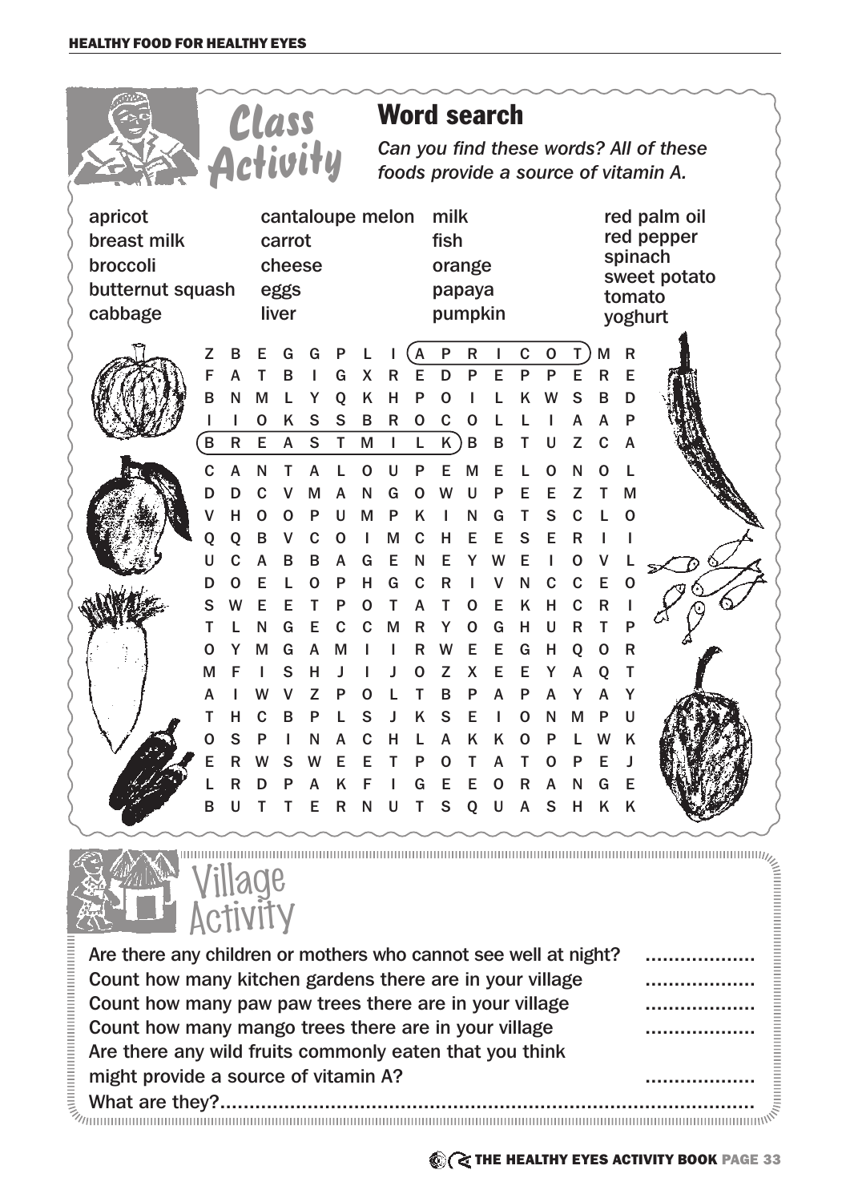## Class Activity

# Word search

*Can you find these words? All of these foods provide a source of vitamin A.*

- apricot
- breast milk
- broccoli
- butternut squash
- cabbage
- cantaloupe melon
- carrot
- cheese
- eggs
- liver
- milk
- fish
- orange
- papaya
- pumpkin
- red palm oil
- red pepper
- spinach
- sweet potato
- tomato
- yoghurt

```
Z B E G G P L I A P R I C O T M R
F A T B I G X R E D P E P P E R E
B N M L Y Q K H P O I L K W S B D
I I O K S S B R O C O L L I A A P
B R E A S T M I L K B B T U Z C A
C A N T A L O U P E M E L O N O L
D D C V M A N G O W U P E E Z T M
V H O O P U M P K I N G T S C L O
Q Q B V C O I M C H E E S E R I I
U C A B B A G E N E Y W E I O V L
D O E L O P H G C R I V N C C E O
S W E E T P O T A T O E K H C R I
T L N G E C C M R Y O G H U R T P
O Y M G A M I I R W E E G H Q O R
M F I S H J I J O Z X E E Y A Q T
A I W V Z P O L T B P A P A Y A Y
T H C B P L S J K S E I O N M P U
O S P I N A C H L A K K O P L W K
E R W S W E E T P O T A T O P E J
L R D P A K F I G E E O R A N G E
B U T T E R N U T S Q U A S H K K
```

## Village Activity

Are there any children or mothers who cannot see well at night? ..................

Count how many kitchen gardens there are in your village ..................

Count how many paw paw trees there are in your village ..................

Count how many mango trees there are in your village ..................

Are there any wild fruits commonly eaten that you think might provide a source of vitamin A? ..................

What are they?..........................................................................................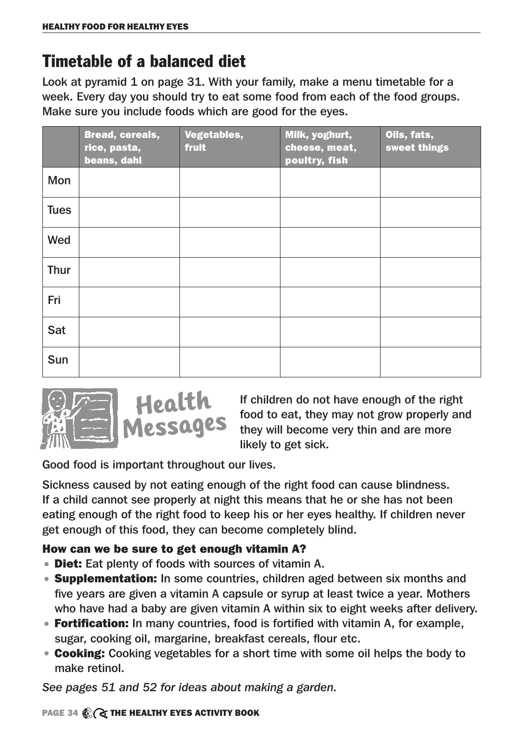## Timetable of a balanced diet

Look at pyramid 1 on page 31. With your family, make a menu timetable for a week. Every day you should try to eat some food from each of the food groups. Make sure you include foods which are good for the eyes.

| | Bread, cereals, rice, pasta, beans, dahl | Vegetables, fruit | Milk, yoghurt, cheese, meat, poultry, fish | Oils, fats, sweet things |
|---|---|---|---|---|
| Mon | | | | |
| Tues | | | | |
| Wed | | | | |
| Thur | | | | |
| Fri | | | | |
| Sat | | | | |
| Sun | | | | |

### Health Messages

If children do not have enough of the right food to eat, they may not grow properly and they will become very thin and are more likely to get sick.

Good food is important throughout our lives.

Sickness caused by not eating enough of the right food can cause blindness. If a child cannot see properly at night this means that he or she has not been eating enough of the right food to keep his or her eyes healthy. If children never get enough of this food, they can become completely blind.

#### How can we be sure to get enough vitamin A?

- **Diet:** Eat plenty of foods with sources of vitamin A.
- **Supplementation:** In some countries, children aged between six months and five years are given a vitamin A capsule or syrup at least twice a year. Mothers who have had a baby are given vitamin A within six to eight weeks after delivery.
- **Fortification:** In many countries, food is fortified with vitamin A, for example, sugar, cooking oil, margarine, breakfast cereals, flour etc.
- **Cooking:** Cooking vegetables for a short time with some oil helps the body to make retinol.

*See pages 51 and 52 for ideas about making a garden.*